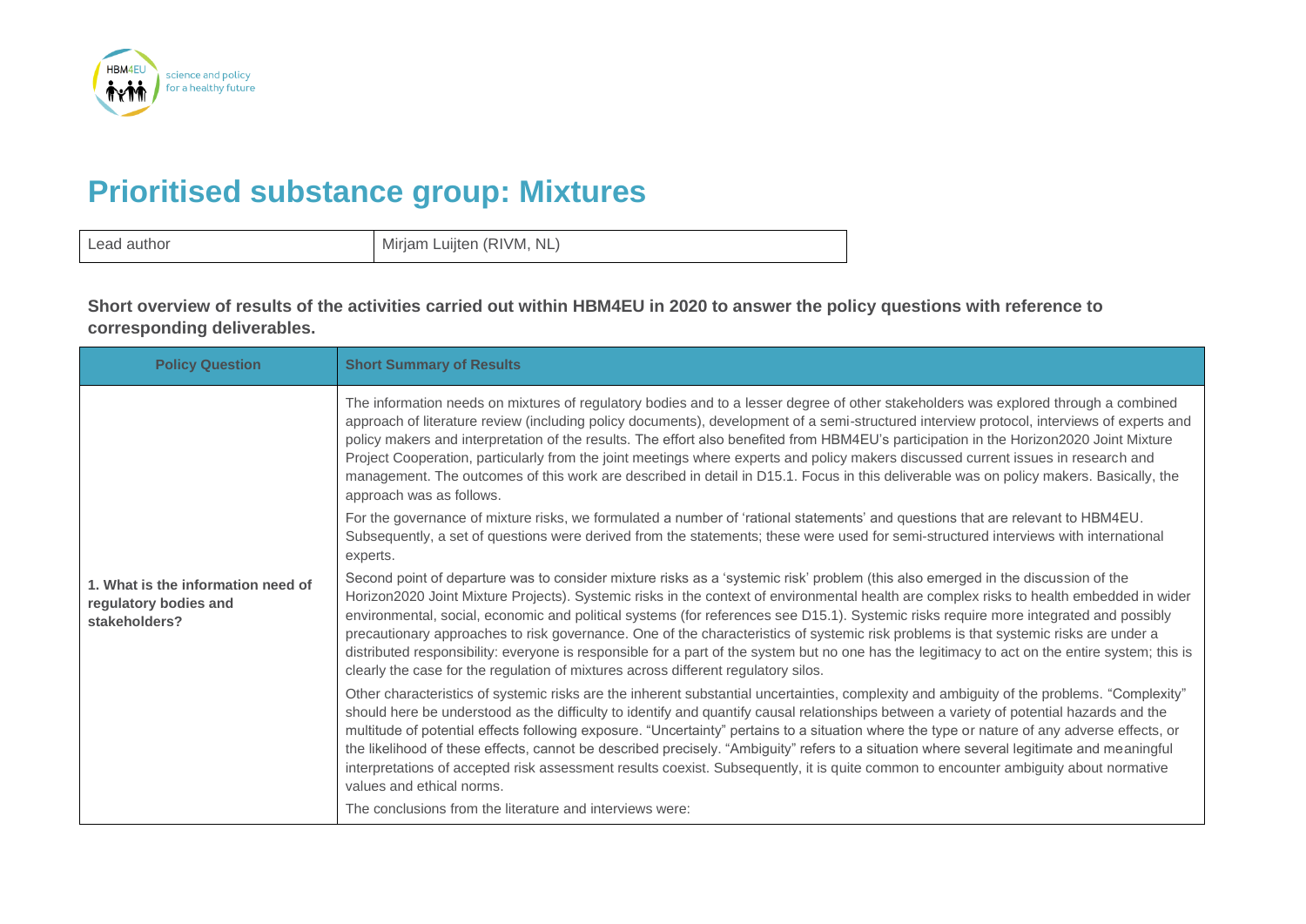# Prioritised substance group: Mixtures

| Lead author | Mirjam Luijten (RIVM, NL) |
| --- | --- |

**Short overview of results of the activities carried out within HBM4EU in 2020 to answer the policy questions with reference to corresponding deliverables.**

| Policy Question | Short Summary of Results |
| --- | --- |
| **1. What is the information need of regulatory bodies and stakeholders?** | The information needs on mixtures of regulatory bodies and to a lesser degree of other stakeholders was explored through a combined approach of literature review (including policy documents), development of a semi-structured interview protocol, interviews of experts and policy makers and interpretation of the results. The effort also benefited from HBM4EU's participation in the Horizon2020 Joint Mixture Project Cooperation, particularly from the joint meetings where experts and policy makers discussed current issues in research and management. The outcomes of this work are described in detail in D15.1. Focus in this deliverable was on policy makers. Basically, the approach was as follows.<br>For the governance of mixture risks, we formulated a number of 'rational statements' and questions that are relevant to HBM4EU. Subsequently, a set of questions were derived from the statements; these were used for semi-structured interviews with international experts.<br>Second point of departure was to consider mixture risks as a 'systemic risk' problem (this also emerged in the discussion of the Horizon2020 Joint Mixture Projects). Systemic risks in the context of environmental health are complex risks to health embedded in wider environmental, social, economic and political systems (for references see D15.1). Systemic risks require more integrated and possibly precautionary approaches to risk governance. One of the characteristics of systemic risk problems is that systemic risks are under a distributed responsibility: everyone is responsible for a part of the system but no one has the legitimacy to act on the entire system; this is clearly the case for the regulation of mixtures across different regulatory silos.<br>Other characteristics of systemic risks are the inherent substantial uncertainties, complexity and ambiguity of the problems. "Complexity" should here be understood as the difficulty to identify and quantify causal relationships between a variety of potential hazards and the multitude of potential effects following exposure. "Uncertainty" pertains to a situation where the type or nature of any adverse effects, or the likelihood of these effects, cannot be described precisely. "Ambiguity" refers to a situation where several legitimate and meaningful interpretations of accepted risk assessment results coexist. Subsequently, it is quite common to encounter ambiguity about normative values and ethical norms.<br>The conclusions from the literature and interviews were: |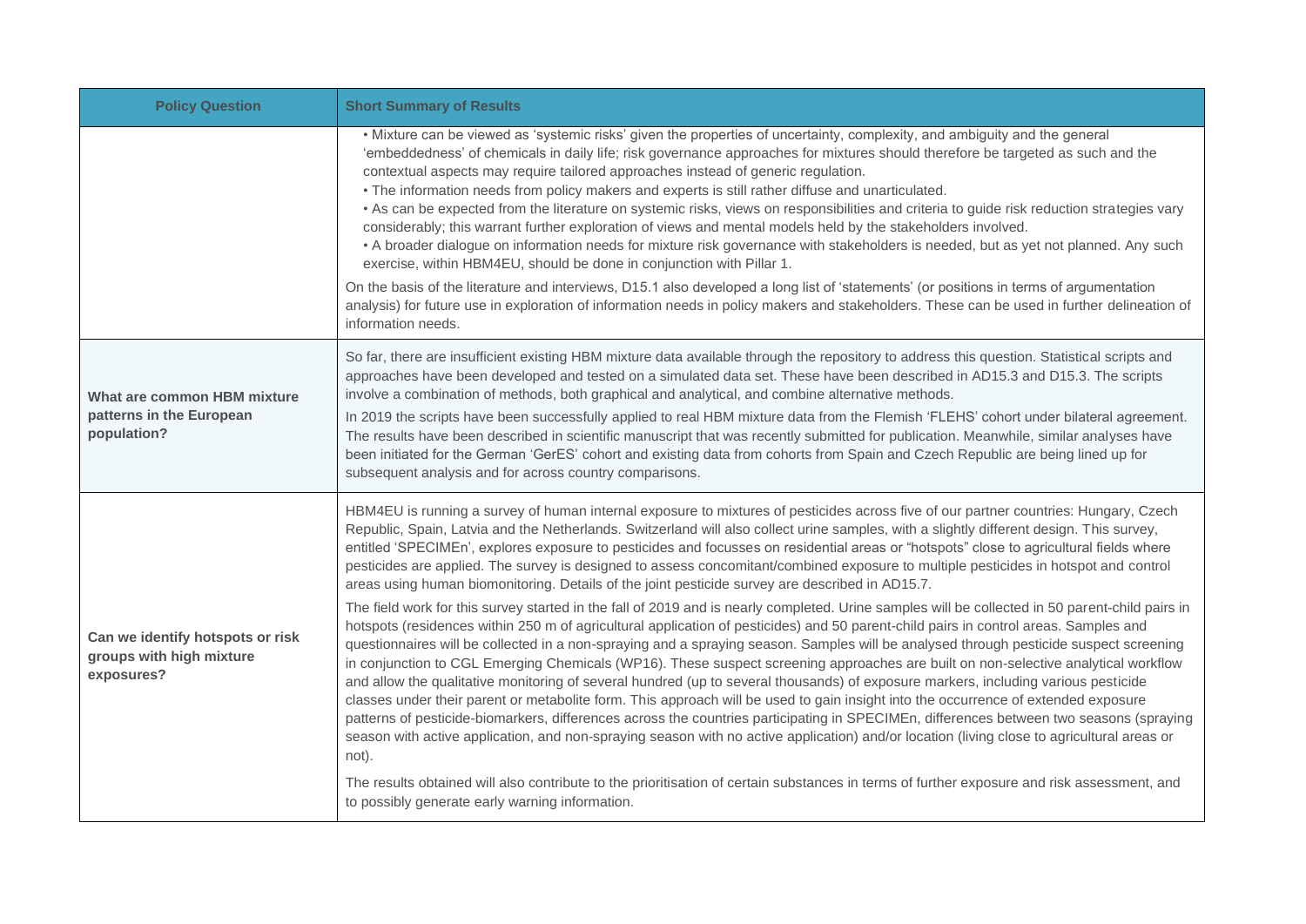| Policy Question | Short Summary of Results |
| --- | --- |
| | • Mixture can be viewed as 'systemic risks' given the properties of uncertainty, complexity, and ambiguity and the general 'embeddedness' of chemicals in daily life; risk governance approaches for mixtures should therefore be targeted as such and the contextual aspects may require tailored approaches instead of generic regulation.<br>• The information needs from policy makers and experts is still rather diffuse and unarticulated.<br>• As can be expected from the literature on systemic risks, views on responsibilities and criteria to guide risk reduction strategies vary considerably; this warrant further exploration of views and mental models held by the stakeholders involved.<br>• A broader dialogue on information needs for mixture risk governance with stakeholders is needed, but as yet not planned. Any such exercise, within HBM4EU, should be done in conjunction with Pillar 1.<br><br>On the basis of the literature and interviews, D15.1 also developed a long list of 'statements' (or positions in terms of argumentation analysis) for future use in exploration of information needs in policy makers and stakeholders. These can be used in further delineation of information needs. |
| **What are common HBM mixture patterns in the European population?** | So far, there are insufficient existing HBM mixture data available through the repository to address this question. Statistical scripts and approaches have been developed and tested on a simulated data set. These have been described in AD15.3 and D15.3. The scripts involve a combination of methods, both graphical and analytical, and combine alternative methods.<br><br>In 2019 the scripts have been successfully applied to real HBM mixture data from the Flemish 'FLEHS' cohort under bilateral agreement. The results have been described in scientific manuscript that was recently submitted for publication. Meanwhile, similar analyses have been initiated for the German 'GerES' cohort and existing data from cohorts from Spain and Czech Republic are being lined up for subsequent analysis and for across country comparisons. |
| **Can we identify hotspots or risk groups with high mixture exposures?** | HBM4EU is running a survey of human internal exposure to mixtures of pesticides across five of our partner countries: Hungary, Czech Republic, Spain, Latvia and the Netherlands. Switzerland will also collect urine samples, with a slightly different design. This survey, entitled 'SPECIMEn', explores exposure to pesticides and focusses on residential areas or "hotspots" close to agricultural fields where pesticides are applied. The survey is designed to assess concomitant/combined exposure to multiple pesticides in hotspot and control areas using human biomonitoring. Details of the joint pesticide survey are described in AD15.7.<br><br>The field work for this survey started in the fall of 2019 and is nearly completed. Urine samples will be collected in 50 parent-child pairs in hotspots (residences within 250 m of agricultural application of pesticides) and 50 parent-child pairs in control areas. Samples and questionnaires will be collected in a non-spraying and a spraying season. Samples will be analysed through pesticide suspect screening in conjunction to CGL Emerging Chemicals (WP16). These suspect screening approaches are built on non-selective analytical workflow and allow the qualitative monitoring of several hundred (up to several thousands) of exposure markers, including various pesticide classes under their parent or metabolite form. This approach will be used to gain insight into the occurrence of extended exposure patterns of pesticide-biomarkers, differences across the countries participating in SPECIMEn, differences between two seasons (spraying season with active application, and non-spraying season with no active application) and/or location (living close to agricultural areas or not).<br><br>The results obtained will also contribute to the prioritisation of certain substances in terms of further exposure and risk assessment, and to possibly generate early warning information. |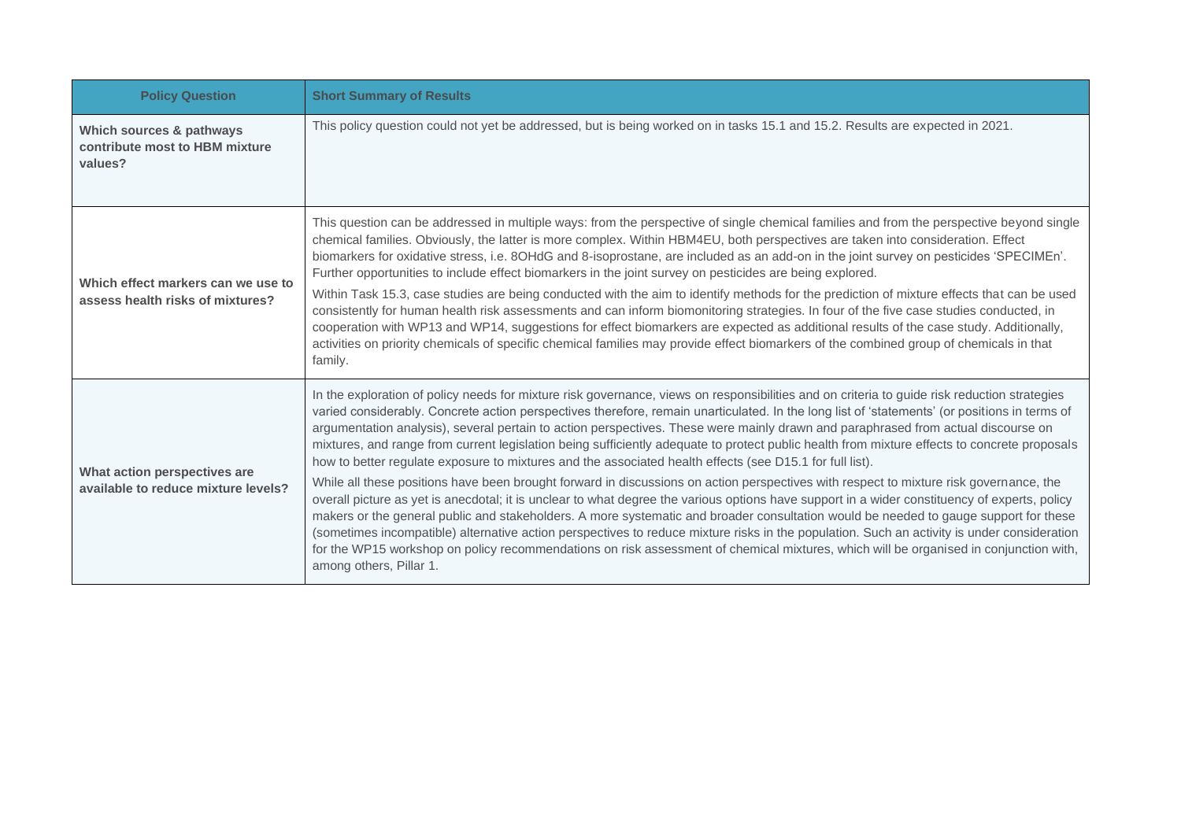| Policy Question | Short Summary of Results |
|---|---|
| **Which sources & pathways contribute most to HBM mixture values?** | This policy question could not yet be addressed, but is being worked on in tasks 15.1 and 15.2. Results are expected in 2021. |
| **Which effect markers can we use to assess health risks of mixtures?** | This question can be addressed in multiple ways: from the perspective of single chemical families and from the perspective beyond single chemical families. Obviously, the latter is more complex. Within HBM4EU, both perspectives are taken into consideration. Effect biomarkers for oxidative stress, i.e. 8OHdG and 8-isoprostane, are included as an add-on in the joint survey on pesticides 'SPECIMEn'. Further opportunities to include effect biomarkers in the joint survey on pesticides are being explored.<br><br>Within Task 15.3, case studies are being conducted with the aim to identify methods for the prediction of mixture effects that can be used consistently for human health risk assessments and can inform biomonitoring strategies. In four of the five case studies conducted, in cooperation with WP13 and WP14, suggestions for effect biomarkers are expected as additional results of the case study. Additionally, activities on priority chemicals of specific chemical families may provide effect biomarkers of the combined group of chemicals in that family. |
| **What action perspectives are available to reduce mixture levels?** | In the exploration of policy needs for mixture risk governance, views on responsibilities and on criteria to guide risk reduction strategies varied considerably. Concrete action perspectives therefore, remain unarticulated. In the long list of 'statements' (or positions in terms of argumentation analysis), several pertain to action perspectives. These were mainly drawn and paraphrased from actual discourse on mixtures, and range from current legislation being sufficiently adequate to protect public health from mixture effects to concrete proposals how to better regulate exposure to mixtures and the associated health effects (see D15.1 for full list).<br><br>While all these positions have been brought forward in discussions on action perspectives with respect to mixture risk governance, the overall picture as yet is anecdotal; it is unclear to what degree the various options have support in a wider constituency of experts, policy makers or the general public and stakeholders. A more systematic and broader consultation would be needed to gauge support for these (sometimes incompatible) alternative action perspectives to reduce mixture risks in the population. Such an activity is under consideration for the WP15 workshop on policy recommendations on risk assessment of chemical mixtures, which will be organised in conjunction with, among others, Pillar 1. |